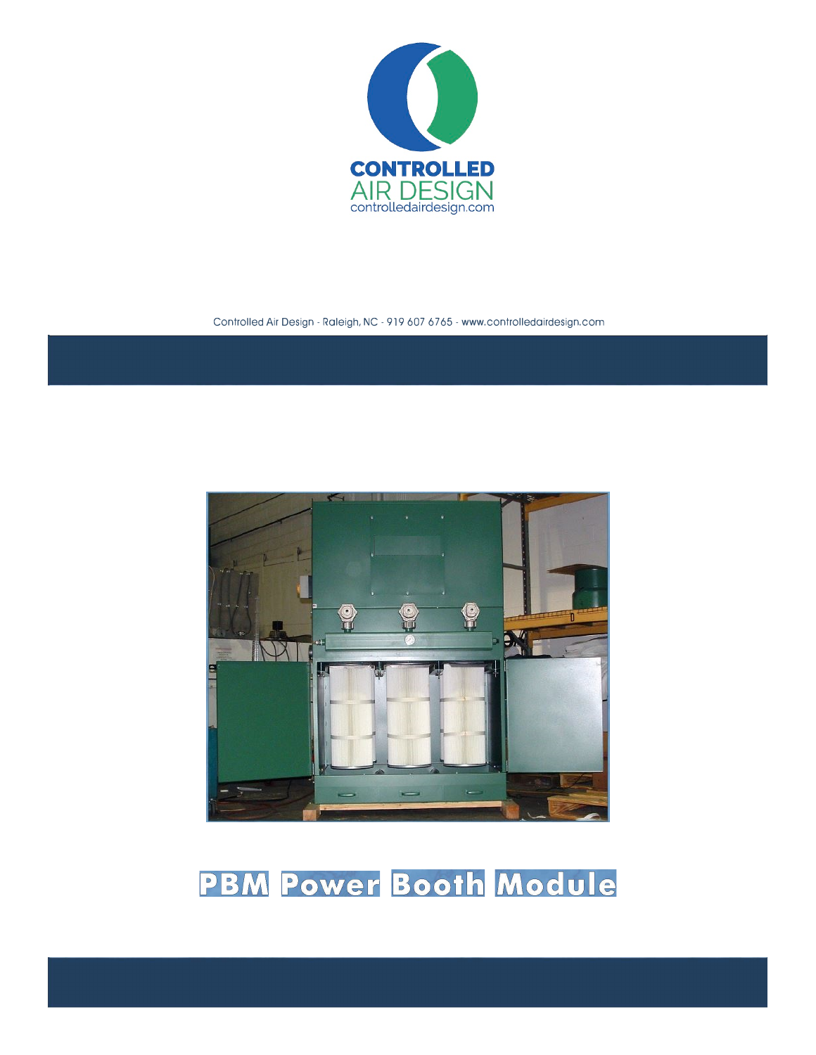CONTROLLED
AIR DESIGN
controlledairdesign.com

Controlled Air Design - Raleigh, NC - 919 607 6765 - www.controlledairdesign.com

# PBM Power Booth Module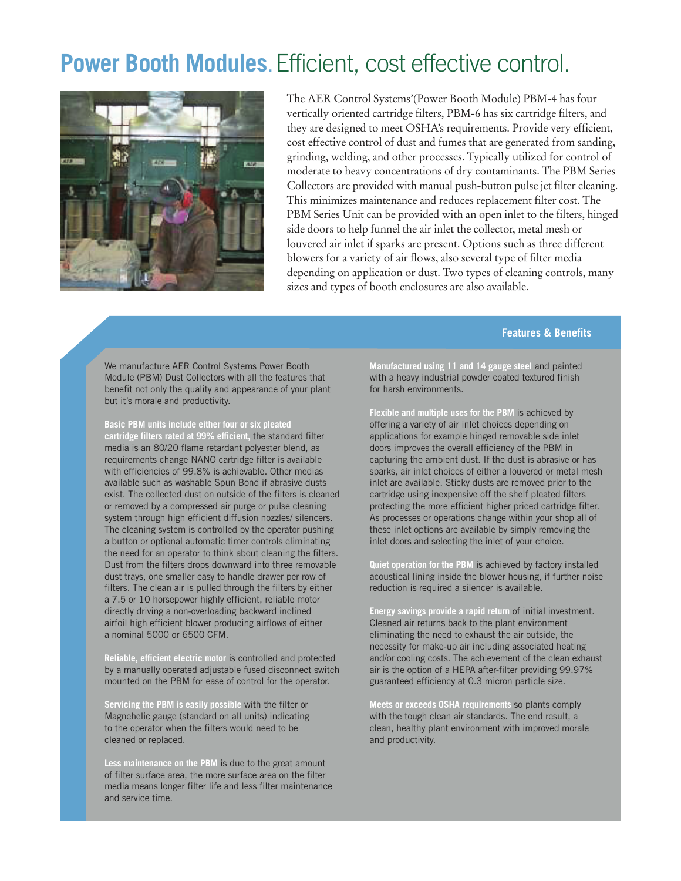# **Power Booth Modules**. Efficient, cost effective control.

The AER Control Systems'(Power Booth Module) PBM-4 has four vertically oriented cartridge filters, PBM-6 has six cartridge filters, and they are designed to meet OSHA's requirements. Provide very efficient, cost effective control of dust and fumes that are generated from sanding, grinding, welding, and other processes. Typically utilized for control of moderate to heavy concentrations of dry contaminants. The PBM Series Collectors are provided with manual push-button pulse jet filter cleaning. This minimizes maintenance and reduces replacement filter cost. The PBM Series Unit can be provided with an open inlet to the filters, hinged side doors to help funnel the air inlet the collector, metal mesh or louvered air inlet if sparks are present. Options such as three different blowers for a variety of air flows, also several type of filter media depending on application or dust. Two types of cleaning controls, many sizes and types of booth enclosures are also available.

## Features & Benefits

We manufacture AER Control Systems Power Booth Module (PBM) Dust Collectors with all the features that benefit not only the quality and appearance of your plant but it's morale and productivity.

**Basic PBM units include either four or six pleated cartridge filters rated at 99% efficient,** the standard filter media is an 80/20 flame retardant polyester blend, as requirements change NANO cartridge filter is available with efficiencies of 99.8% is achievable. Other medias available such as washable Spun Bond if abrasive dusts exist. The collected dust on outside of the filters is cleaned or removed by a compressed air purge or pulse cleaning system through high efficient diffusion nozzles/ silencers. The cleaning system is controlled by the operator pushing a button or optional automatic timer controls eliminating the need for an operator to think about cleaning the filters. Dust from the filters drops downward into three removable dust trays, one smaller easy to handle drawer per row of filters. The clean air is pulled through the filters by either a 7.5 or 10 horsepower highly efficient, reliable motor directly driving a non-overloading backward inclined airfoil high efficient blower producing airflows of either a nominal 5000 or 6500 CFM.

**Reliable, efficient electric motor** is controlled and protected by a manually operated adjustable fused disconnect switch mounted on the PBM for ease of control for the operator.

**Servicing the PBM is easily possible** with the filter or Magnehelic gauge (standard on all units) indicating to the operator when the filters would need to be cleaned or replaced.

**Less maintenance on the PBM** is due to the great amount of filter surface area, the more surface area on the filter media means longer filter life and less filter maintenance and service time.

**Manufactured using 11 and 14 gauge steel** and painted with a heavy industrial powder coated textured finish for harsh environments.

**Flexible and multiple uses for the PBM** is achieved by offering a variety of air inlet choices depending on applications for example hinged removable side inlet doors improves the overall efficiency of the PBM in capturing the ambient dust. If the dust is abrasive or has sparks, air inlet choices of either a louvered or metal mesh inlet are available. Sticky dusts are removed prior to the cartridge using inexpensive off the shelf pleated filters protecting the more efficient higher priced cartridge filter. As processes or operations change within your shop all of these inlet options are available by simply removing the inlet doors and selecting the inlet of your choice.

**Quiet operation for the PBM** is achieved by factory installed acoustical lining inside the blower housing, if further noise reduction is required a silencer is available.

**Energy savings provide a rapid return** of initial investment. Cleaned air returns back to the plant environment eliminating the need to exhaust the air outside, the necessity for make-up air including associated heating and/or cooling costs. The achievement of the clean exhaust air is the option of a HEPA after-filter providing 99.97% guaranteed efficiency at 0.3 micron particle size.

**Meets or exceeds OSHA requirements** so plants comply with the tough clean air standards. The end result, a clean, healthy plant environment with improved morale and productivity.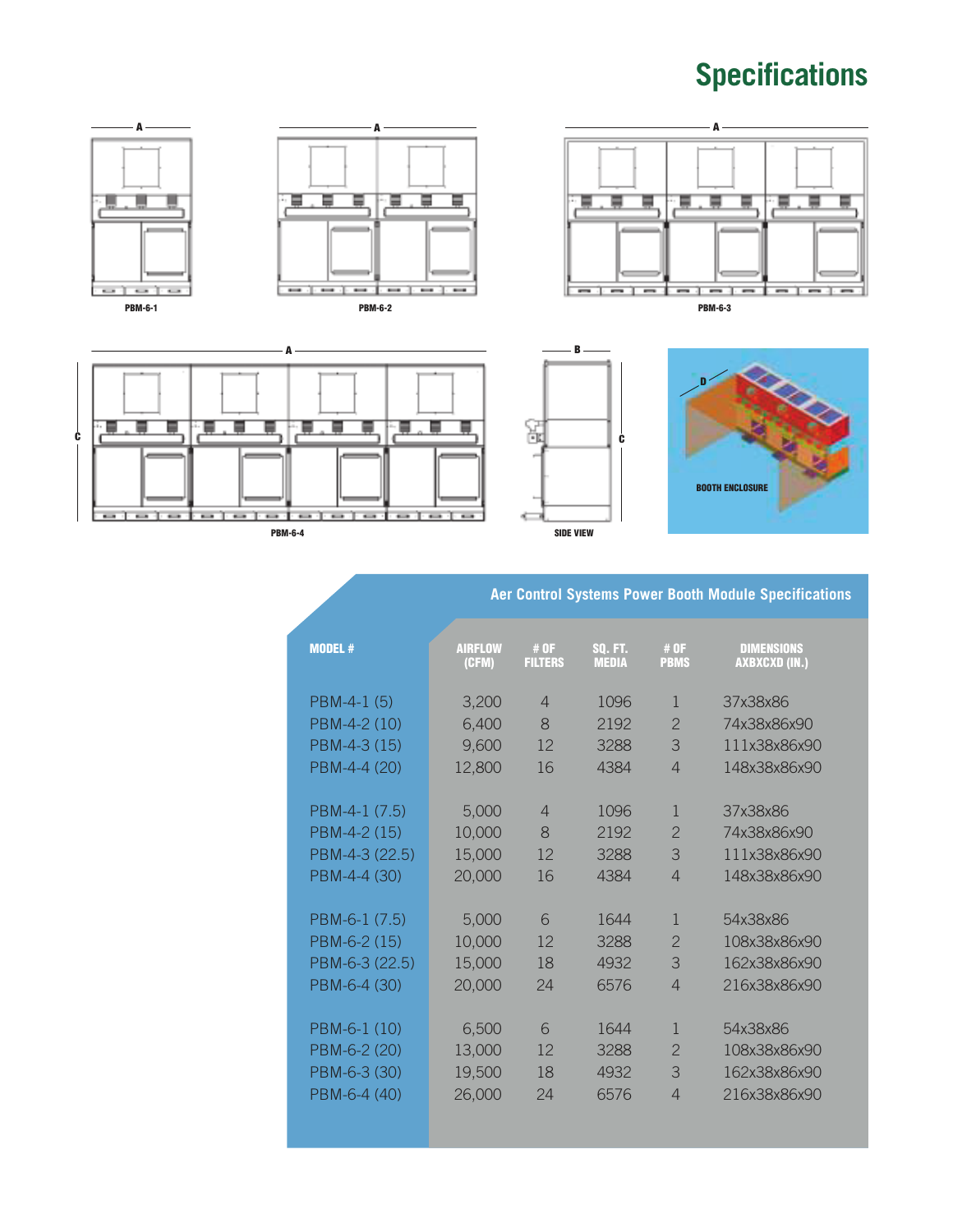# Specifications

A

PBM-6-1

A

PBM-6-2

A

PBM-6-3

A

C

PBM-6-4

B

C

SIDE VIEW

D

BOOTH ENCLOSURE

## Aer Control Systems Power Booth Module Specifications

| MODEL # | AIRFLOW (CFM) | # OF FILTERS | SQ. FT. MEDIA | # OF PBMS | DIMENSIONS AXBXCXD (IN.) |
|---|---|---|---|---|---|
| PBM-4-1 (5) | 3,200 | 4 | 1096 | 1 | 37x38x86 |
| PBM-4-2 (10) | 6,400 | 8 | 2192 | 2 | 74x38x86x90 |
| PBM-4-3 (15) | 9,600 | 12 | 3288 | 3 | 111x38x86x90 |
| PBM-4-4 (20) | 12,800 | 16 | 4384 | 4 | 148x38x86x90 |
| PBM-4-1 (7.5) | 5,000 | 4 | 1096 | 1 | 37x38x86 |
| PBM-4-2 (15) | 10,000 | 8 | 2192 | 2 | 74x38x86x90 |
| PBM-4-3 (22.5) | 15,000 | 12 | 3288 | 3 | 111x38x86x90 |
| PBM-4-4 (30) | 20,000 | 16 | 4384 | 4 | 148x38x86x90 |
| PBM-6-1 (7.5) | 5,000 | 6 | 1644 | 1 | 54x38x86 |
| PBM-6-2 (15) | 10,000 | 12 | 3288 | 2 | 108x38x86x90 |
| PBM-6-3 (22.5) | 15,000 | 18 | 4932 | 3 | 162x38x86x90 |
| PBM-6-4 (30) | 20,000 | 24 | 6576 | 4 | 216x38x86x90 |
| PBM-6-1 (10) | 6,500 | 6 | 1644 | 1 | 54x38x86 |
| PBM-6-2 (20) | 13,000 | 12 | 3288 | 2 | 108x38x86x90 |
| PBM-6-3 (30) | 19,500 | 18 | 4932 | 3 | 162x38x86x90 |
| PBM-6-4 (40) | 26,000 | 24 | 6576 | 4 | 216x38x86x90 |